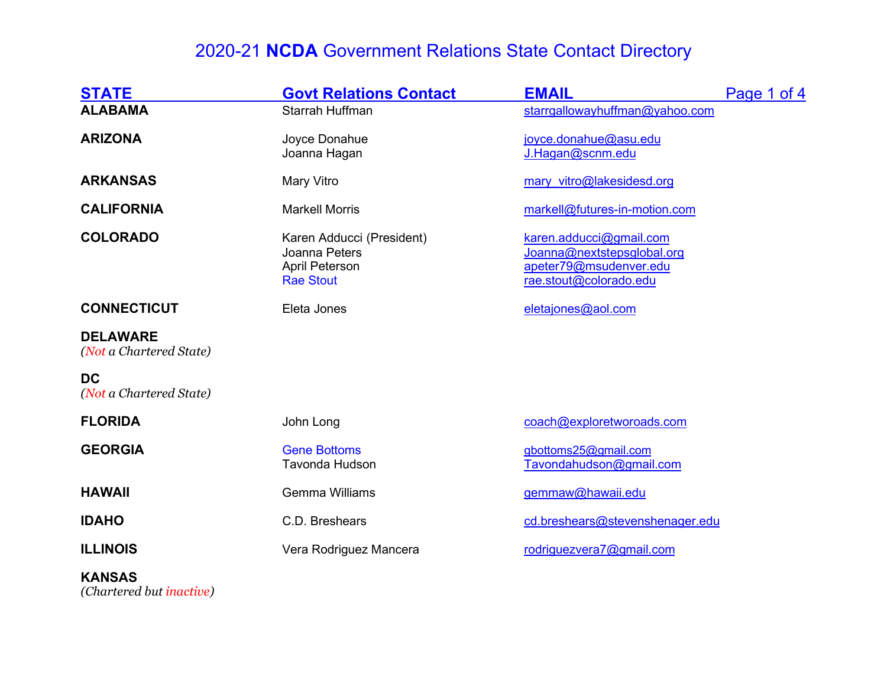# 2020-21 **NCDA** Government Relations State Contact Directory

| STATE | Govt Relations Contact | EMAIL |
|---|---|---|
| **ALABAMA** | Starrah Huffman | starrgallowayhuffman@yahoo.com |
| **ARIZONA** | Joyce Donahue<br>Joanna Hagan | joyce.donahue@asu.edu<br>J.Hagan@scnm.edu |
| **ARKANSAS** | Mary Vitro | mary_vitro@lakesidesd.org |
| **CALIFORNIA** | Markell Morris | markell@futures-in-motion.com |
| **COLORADO** | Karen Adducci (President)<br>Joanna Peters<br>April Peterson<br>Rae Stout | karen.adducci@gmail.com<br>Joanna@nextstepsglobal.org<br>apeter79@msudenver.edu<br>rae.stout@colorado.edu |
| **CONNECTICUT** | Eleta Jones | eletajones@aol.com |
| **DELAWARE**<br>*(Not a Chartered State)* | | |
| **DC**<br>*(Not a Chartered State)* | | |
| **FLORIDA** | John Long | coach@exploretworoads.com |
| **GEORGIA** | Gene Bottoms<br>Tavonda Hudson | gbottoms25@gmail.com<br>Tavondahudson@gmail.com |
| **HAWAII** | Gemma Williams | gemmaw@hawaii.edu |
| **IDAHO** | C.D. Breshears | cd.breshears@stevenshenager.edu |
| **ILLINOIS** | Vera Rodriguez Mancera | rodriguezvera7@gmail.com |
| **KANSAS**<br>*(Chartered but inactive)* | | |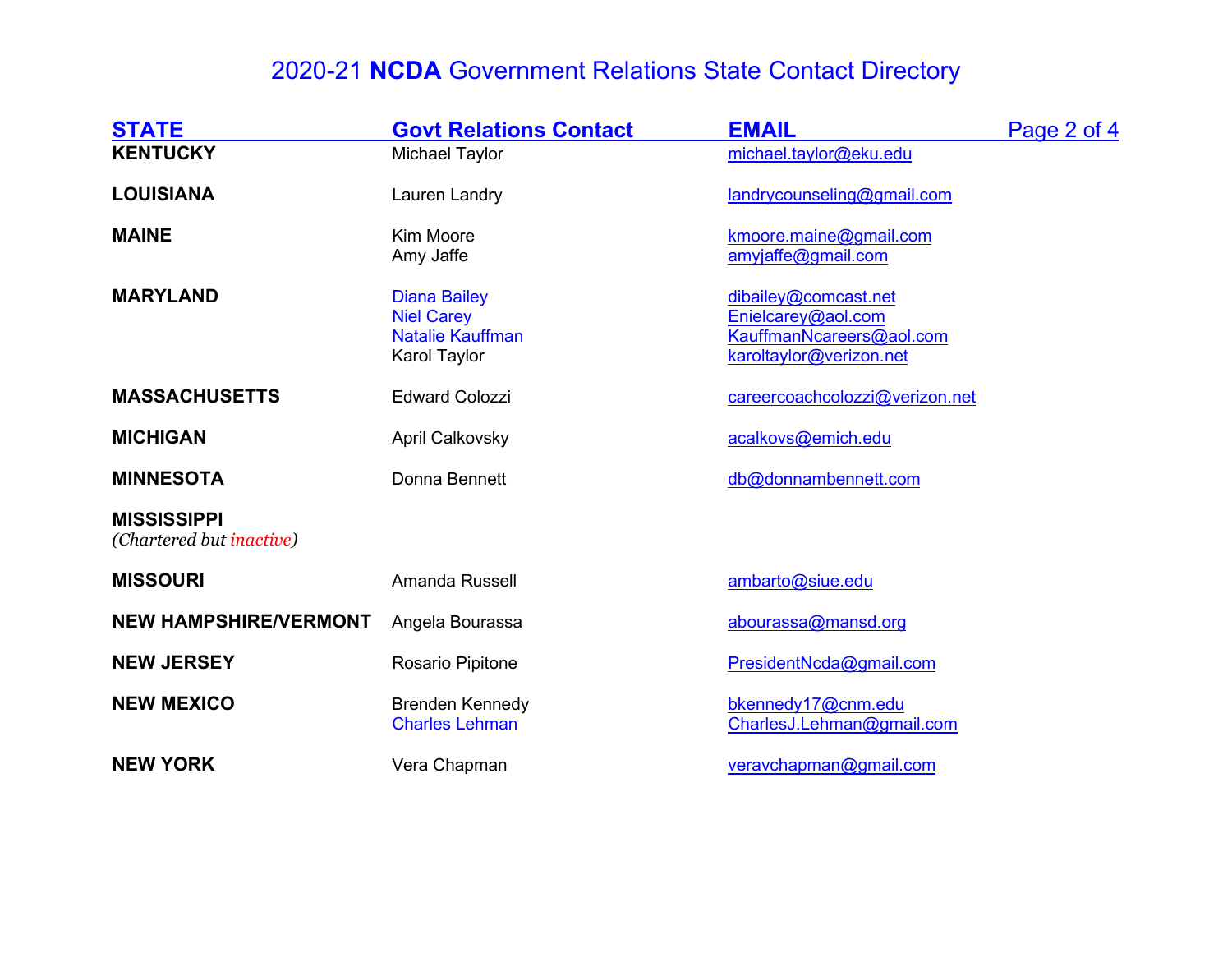# 2020-21 **NCDA** Government Relations State Contact Directory

| STATE | Govt Relations Contact | EMAIL |
| --- | --- | --- |
| **KENTUCKY** | Michael Taylor | michael.taylor@eku.edu |
| **LOUISIANA** | Lauren Landry | landrycounseling@gmail.com |
| **MAINE** | Kim Moore | kmoore.maine@gmail.com |
| | Amy Jaffe | amyjaffe@gmail.com |
| **MARYLAND** | Diana Bailey | dibailey@comcast.net |
| | Niel Carey | Enielcarey@aol.com |
| | Natalie Kauffman | KauffmanNcareers@aol.com |
| | Karol Taylor | karoltaylor@verizon.net |
| **MASSACHUSETTS** | Edward Colozzi | careercoachcolozzi@verizon.net |
| **MICHIGAN** | April Calkovsky | acalkovs@emich.edu |
| **MINNESOTA** | Donna Bennett | db@donnambennett.com |
| **MISSISSIPPI** *(Chartered but inactive)* | | |
| **MISSOURI** | Amanda Russell | ambarto@siue.edu |
| **NEW HAMPSHIRE/VERMONT** | Angela Bourassa | abourassa@mansd.org |
| **NEW JERSEY** | Rosario Pipitone | PresidentNcda@gmail.com |
| **NEW MEXICO** | Brenden Kennedy | bkennedy17@cnm.edu |
| | Charles Lehman | CharlesJ.Lehman@gmail.com |
| **NEW YORK** | Vera Chapman | veravchapman@gmail.com |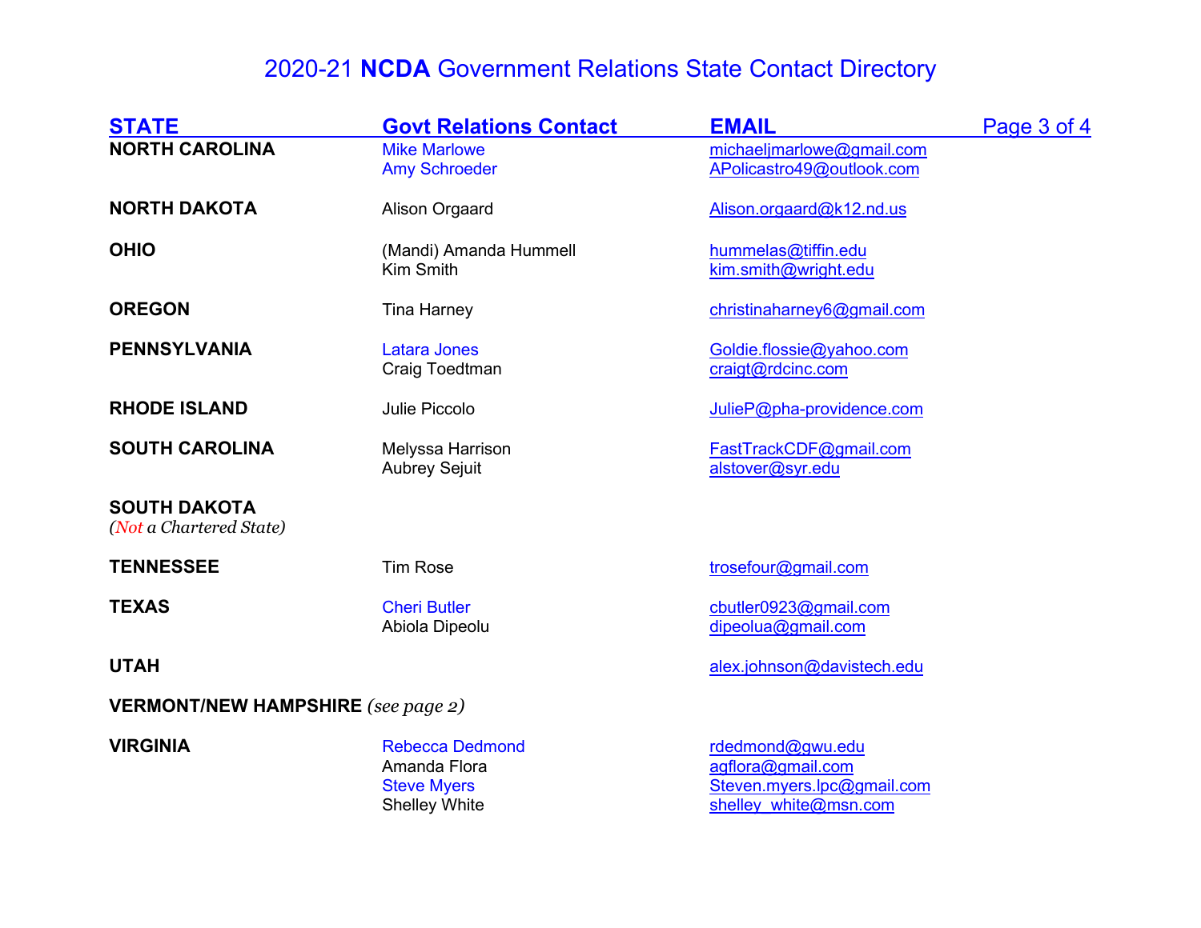# 2020-21 **NCDA** Government Relations State Contact Directory

| STATE | Govt Relations Contact | EMAIL |
|---|---|---|
| **NORTH CAROLINA** | Mike Marlowe | michaeljmarlowe@gmail.com |
| | Amy Schroeder | APolicastro49@outlook.com |
| **NORTH DAKOTA** | Alison Orgaard | Alison.orgaard@k12.nd.us |
| **OHIO** | (Mandi) Amanda Hummell | hummelas@tiffin.edu |
| | Kim Smith | kim.smith@wright.edu |
| **OREGON** | Tina Harney | christinaharney6@gmail.com |
| **PENNSYLVANIA** | Latara Jones | Goldie.flossie@yahoo.com |
| | Craig Toedtman | craigt@rdcinc.com |
| **RHODE ISLAND** | Julie Piccolo | JulieP@pha-providence.com |
| **SOUTH CAROLINA** | Melyssa Harrison | FastTrackCDF@gmail.com |
| | Aubrey Sejuit | alstover@syr.edu |
| **SOUTH DAKOTA** *(Not a Chartered State)* | | |
| **TENNESSEE** | Tim Rose | trosefour@gmail.com |
| **TEXAS** | Cheri Butler | cbutler0923@gmail.com |
| | Abiola Dipeolu | dipeolua@gmail.com |
| **UTAH** | | alex.johnson@davistech.edu |
| **VERMONT/NEW HAMPSHIRE** *(see page 2)* | | |
| **VIRGINIA** | Rebecca Dedmond | rdedmond@gwu.edu |
| | Amanda Flora | agflora@gmail.com |
| | Steve Myers | Steven.myers.lpc@gmail.com |
| | Shelley White | shelley_white@msn.com |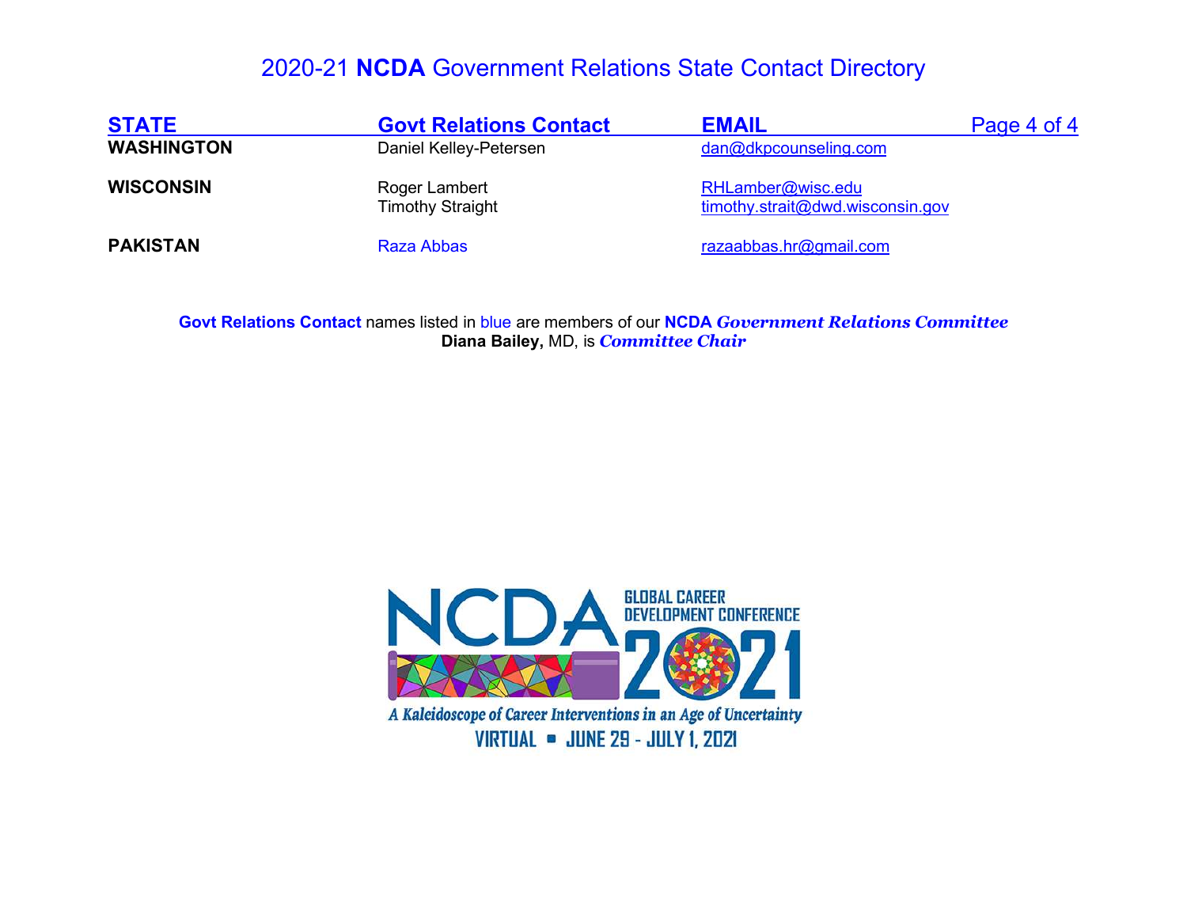# 2020-21 **NCDA** Government Relations State Contact Directory

| STATE | Govt Relations Contact | EMAIL |
|---|---|---|
| **WASHINGTON** | Daniel Kelley-Petersen | dan@dkpcounseling.com |
| **WISCONSIN** | Roger Lambert<br>Timothy Straight | RHLamber@wisc.edu<br>timothy.strait@dwd.wisconsin.gov |
| **PAKISTAN** | Raza Abbas | razaabbas.hr@gmail.com |

**Govt Relations Contact** names listed in blue are members of our **NCDA** ***Government Relations Committee***
**Diana Bailey,** MD, is ***Committee Chair***

NCDA GLOBAL CAREER DEVELOPMENT CONFERENCE 2021
*A Kaleidoscope of Career Interventions in an Age of Uncertainty*
VIRTUAL ■ JUNE 29 - JULY 1, 2021